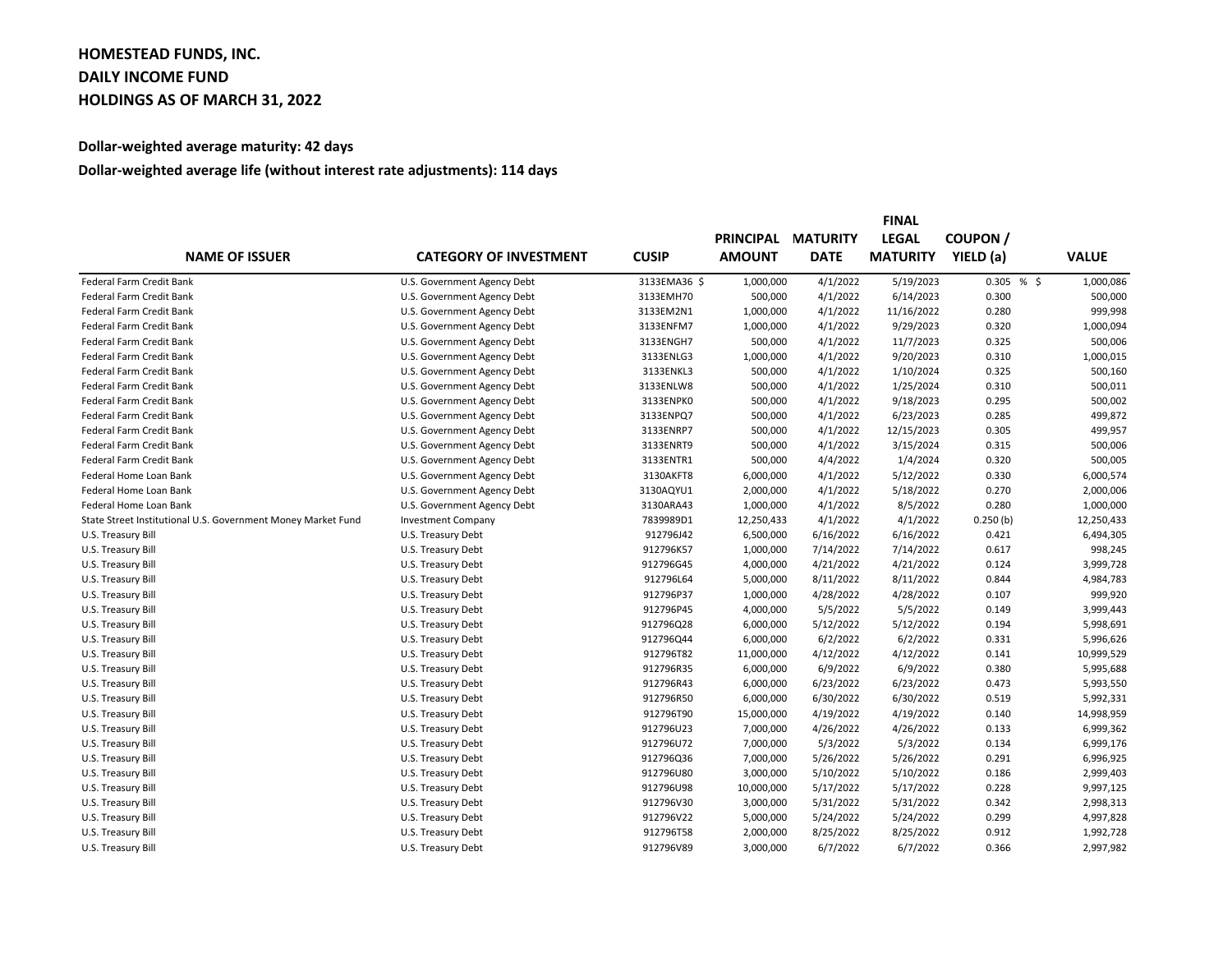**HOMESTEAD FUNDS, INC.**
**DAILY INCOME FUND**
**HOLDINGS AS OF MARCH 31, 2022**

**Dollar-weighted average maturity: 42 days**

**Dollar-weighted average life (without interest rate adjustments): 114 days**

| NAME OF ISSUER | CATEGORY OF INVESTMENT | CUSIP | PRINCIPAL AMOUNT | MATURITY DATE | FINAL LEGAL MATURITY | COUPON / YIELD (a) | VALUE |
|---|---|---|---|---|---|---|---|
| Federal Farm Credit Bank | U.S. Government Agency Debt | 3133EMA36 | $ 1,000,000 | 4/1/2022 | 5/19/2023 | 0.305 % | $ 1,000,086 |
| Federal Farm Credit Bank | U.S. Government Agency Debt | 3133EMH70 | 500,000 | 4/1/2022 | 6/14/2023 | 0.300 | 500,000 |
| Federal Farm Credit Bank | U.S. Government Agency Debt | 3133EM2N1 | 1,000,000 | 4/1/2022 | 11/16/2022 | 0.280 | 999,998 |
| Federal Farm Credit Bank | U.S. Government Agency Debt | 3133ENFM7 | 1,000,000 | 4/1/2022 | 9/29/2023 | 0.320 | 1,000,094 |
| Federal Farm Credit Bank | U.S. Government Agency Debt | 3133ENGH7 | 500,000 | 4/1/2022 | 11/7/2023 | 0.325 | 500,006 |
| Federal Farm Credit Bank | U.S. Government Agency Debt | 3133ENLG3 | 1,000,000 | 4/1/2022 | 9/20/2023 | 0.310 | 1,000,015 |
| Federal Farm Credit Bank | U.S. Government Agency Debt | 3133ENKL3 | 500,000 | 4/1/2022 | 1/10/2024 | 0.325 | 500,160 |
| Federal Farm Credit Bank | U.S. Government Agency Debt | 3133ENLW8 | 500,000 | 4/1/2022 | 1/25/2024 | 0.310 | 500,011 |
| Federal Farm Credit Bank | U.S. Government Agency Debt | 3133ENPK0 | 500,000 | 4/1/2022 | 9/18/2023 | 0.295 | 500,002 |
| Federal Farm Credit Bank | U.S. Government Agency Debt | 3133ENPQ7 | 500,000 | 4/1/2022 | 6/23/2023 | 0.285 | 499,872 |
| Federal Farm Credit Bank | U.S. Government Agency Debt | 3133ENRP7 | 500,000 | 4/1/2022 | 12/15/2023 | 0.305 | 499,957 |
| Federal Farm Credit Bank | U.S. Government Agency Debt | 3133ENRT9 | 500,000 | 4/1/2022 | 3/15/2024 | 0.315 | 500,006 |
| Federal Farm Credit Bank | U.S. Government Agency Debt | 3133ENTR1 | 500,000 | 4/4/2022 | 1/4/2024 | 0.320 | 500,005 |
| Federal Home Loan Bank | U.S. Government Agency Debt | 3130AKFT8 | 6,000,000 | 4/1/2022 | 5/12/2022 | 0.330 | 6,000,574 |
| Federal Home Loan Bank | U.S. Government Agency Debt | 3130AQYU1 | 2,000,000 | 4/1/2022 | 5/18/2022 | 0.270 | 2,000,006 |
| Federal Home Loan Bank | U.S. Government Agency Debt | 3130ARA43 | 1,000,000 | 4/1/2022 | 8/5/2022 | 0.280 | 1,000,000 |
| State Street Institutional U.S. Government Money Market Fund | Investment Company | 7839989D1 | 12,250,433 | 4/1/2022 | 4/1/2022 | 0.250 (b) | 12,250,433 |
| U.S. Treasury Bill | U.S. Treasury Debt | 912796J42 | 6,500,000 | 6/16/2022 | 6/16/2022 | 0.421 | 6,494,305 |
| U.S. Treasury Bill | U.S. Treasury Debt | 912796K57 | 1,000,000 | 7/14/2022 | 7/14/2022 | 0.617 | 998,245 |
| U.S. Treasury Bill | U.S. Treasury Debt | 912796G45 | 4,000,000 | 4/21/2022 | 4/21/2022 | 0.124 | 3,999,728 |
| U.S. Treasury Bill | U.S. Treasury Debt | 912796L64 | 5,000,000 | 8/11/2022 | 8/11/2022 | 0.844 | 4,984,783 |
| U.S. Treasury Bill | U.S. Treasury Debt | 912796P37 | 1,000,000 | 4/28/2022 | 4/28/2022 | 0.107 | 999,920 |
| U.S. Treasury Bill | U.S. Treasury Debt | 912796P45 | 4,000,000 | 5/5/2022 | 5/5/2022 | 0.149 | 3,999,443 |
| U.S. Treasury Bill | U.S. Treasury Debt | 912796Q28 | 6,000,000 | 5/12/2022 | 5/12/2022 | 0.194 | 5,998,691 |
| U.S. Treasury Bill | U.S. Treasury Debt | 912796Q44 | 6,000,000 | 6/2/2022 | 6/2/2022 | 0.331 | 5,996,626 |
| U.S. Treasury Bill | U.S. Treasury Debt | 912796T82 | 11,000,000 | 4/12/2022 | 4/12/2022 | 0.141 | 10,999,529 |
| U.S. Treasury Bill | U.S. Treasury Debt | 912796R35 | 6,000,000 | 6/9/2022 | 6/9/2022 | 0.380 | 5,995,688 |
| U.S. Treasury Bill | U.S. Treasury Debt | 912796R43 | 6,000,000 | 6/23/2022 | 6/23/2022 | 0.473 | 5,993,550 |
| U.S. Treasury Bill | U.S. Treasury Debt | 912796R50 | 6,000,000 | 6/30/2022 | 6/30/2022 | 0.519 | 5,992,331 |
| U.S. Treasury Bill | U.S. Treasury Debt | 912796T90 | 15,000,000 | 4/19/2022 | 4/19/2022 | 0.140 | 14,998,959 |
| U.S. Treasury Bill | U.S. Treasury Debt | 912796U23 | 7,000,000 | 4/26/2022 | 4/26/2022 | 0.133 | 6,999,362 |
| U.S. Treasury Bill | U.S. Treasury Debt | 912796U72 | 7,000,000 | 5/3/2022 | 5/3/2022 | 0.134 | 6,999,176 |
| U.S. Treasury Bill | U.S. Treasury Debt | 912796Q36 | 7,000,000 | 5/26/2022 | 5/26/2022 | 0.291 | 6,996,925 |
| U.S. Treasury Bill | U.S. Treasury Debt | 912796U80 | 3,000,000 | 5/10/2022 | 5/10/2022 | 0.186 | 2,999,403 |
| U.S. Treasury Bill | U.S. Treasury Debt | 912796U98 | 10,000,000 | 5/17/2022 | 5/17/2022 | 0.228 | 9,997,125 |
| U.S. Treasury Bill | U.S. Treasury Debt | 912796V30 | 3,000,000 | 5/31/2022 | 5/31/2022 | 0.342 | 2,998,313 |
| U.S. Treasury Bill | U.S. Treasury Debt | 912796V22 | 5,000,000 | 5/24/2022 | 5/24/2022 | 0.299 | 4,997,828 |
| U.S. Treasury Bill | U.S. Treasury Debt | 912796T58 | 2,000,000 | 8/25/2022 | 8/25/2022 | 0.912 | 1,992,728 |
| U.S. Treasury Bill | U.S. Treasury Debt | 912796V89 | 3,000,000 | 6/7/2022 | 6/7/2022 | 0.366 | 2,997,982 |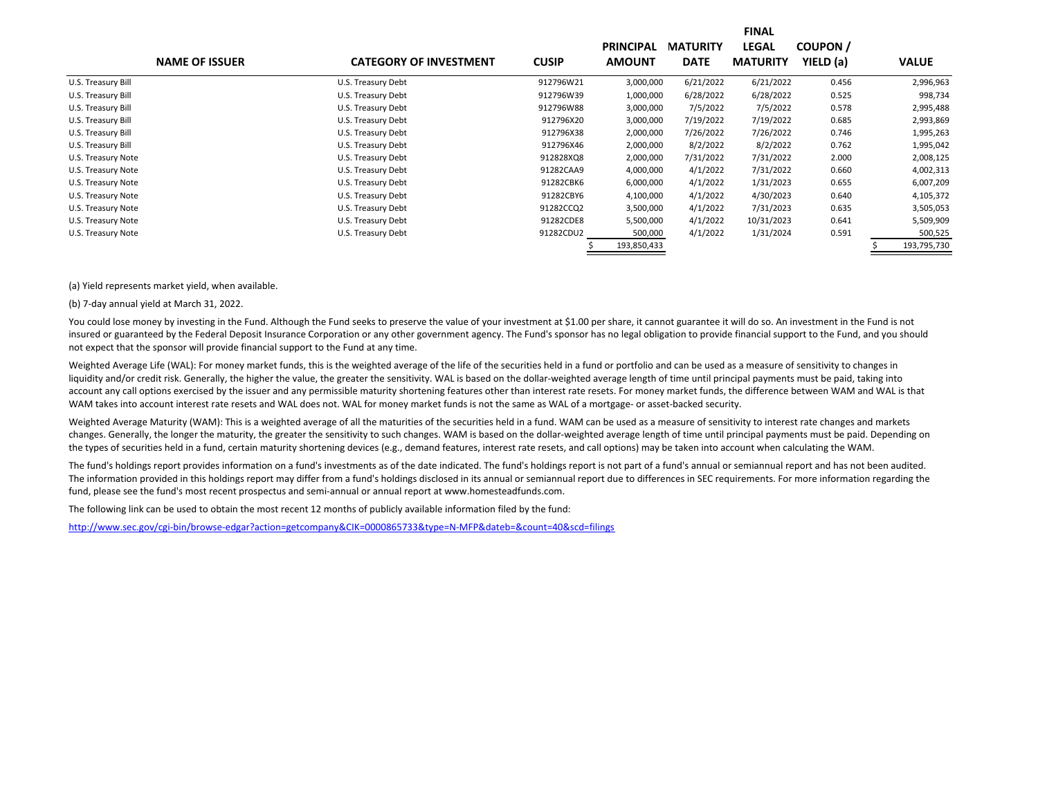| NAME OF ISSUER | CATEGORY OF INVESTMENT | CUSIP | PRINCIPAL AMOUNT | MATURITY DATE | FINAL LEGAL MATURITY | COUPON / YIELD (a) | VALUE |
|---|---|---|---|---|---|---|---|
| U.S. Treasury Bill | U.S. Treasury Debt | 912796W21 | 3,000,000 | 6/21/2022 | 6/21/2022 | 0.456 | 2,996,963 |
| U.S. Treasury Bill | U.S. Treasury Debt | 912796W39 | 1,000,000 | 6/28/2022 | 6/28/2022 | 0.525 | 998,734 |
| U.S. Treasury Bill | U.S. Treasury Debt | 912796W88 | 3,000,000 | 7/5/2022 | 7/5/2022 | 0.578 | 2,995,488 |
| U.S. Treasury Bill | U.S. Treasury Debt | 912796X20 | 3,000,000 | 7/19/2022 | 7/19/2022 | 0.685 | 2,993,869 |
| U.S. Treasury Bill | U.S. Treasury Debt | 912796X38 | 2,000,000 | 7/26/2022 | 7/26/2022 | 0.746 | 1,995,263 |
| U.S. Treasury Bill | U.S. Treasury Debt | 912796X46 | 2,000,000 | 8/2/2022 | 8/2/2022 | 0.762 | 1,995,042 |
| U.S. Treasury Note | U.S. Treasury Debt | 912828XQ8 | 2,000,000 | 7/31/2022 | 7/31/2022 | 2.000 | 2,008,125 |
| U.S. Treasury Note | U.S. Treasury Debt | 91282CAA9 | 4,000,000 | 4/1/2022 | 7/31/2022 | 0.660 | 4,002,313 |
| U.S. Treasury Note | U.S. Treasury Debt | 91282CBK6 | 6,000,000 | 4/1/2022 | 1/31/2023 | 0.655 | 6,007,209 |
| U.S. Treasury Note | U.S. Treasury Debt | 91282CBY6 | 4,100,000 | 4/1/2022 | 4/30/2023 | 0.640 | 4,105,372 |
| U.S. Treasury Note | U.S. Treasury Debt | 91282CCQ2 | 3,500,000 | 4/1/2022 | 7/31/2023 | 0.635 | 3,505,053 |
| U.S. Treasury Note | U.S. Treasury Debt | 91282CDE8 | 5,500,000 | 4/1/2022 | 10/31/2023 | 0.641 | 5,509,909 |
| U.S. Treasury Note | U.S. Treasury Debt | 91282CDU2 | 500,000 | 4/1/2022 | 1/31/2024 | 0.591 | 500,525 |
| | | | $ 193,850,433 | | | | $ 193,795,730 |

(a) Yield represents market yield, when available.

(b) 7-day annual yield at March 31, 2022.

You could lose money by investing in the Fund. Although the Fund seeks to preserve the value of your investment at $1.00 per share, it cannot guarantee it will do so. An investment in the Fund is not insured or guaranteed by the Federal Deposit Insurance Corporation or any other government agency. The Fund's sponsor has no legal obligation to provide financial support to the Fund, and you should not expect that the sponsor will provide financial support to the Fund at any time.

Weighted Average Life (WAL): For money market funds, this is the weighted average of the life of the securities held in a fund or portfolio and can be used as a measure of sensitivity to changes in liquidity and/or credit risk. Generally, the higher the value, the greater the sensitivity. WAL is based on the dollar-weighted average length of time until principal payments must be paid, taking into account any call options exercised by the issuer and any permissible maturity shortening features other than interest rate resets. For money market funds, the difference between WAM and WAL is that WAM takes into account interest rate resets and WAL does not. WAL for money market funds is not the same as WAL of a mortgage- or asset-backed security.

Weighted Average Maturity (WAM): This is a weighted average of all the maturities of the securities held in a fund. WAM can be used as a measure of sensitivity to interest rate changes and markets changes. Generally, the longer the maturity, the greater the sensitivity to such changes. WAM is based on the dollar-weighted average length of time until principal payments must be paid. Depending on the types of securities held in a fund, certain maturity shortening devices (e.g., demand features, interest rate resets, and call options) may be taken into account when calculating the WAM.

The fund's holdings report provides information on a fund's investments as of the date indicated. The fund's holdings report is not part of a fund's annual or semiannual report and has not been audited. The information provided in this holdings report may differ from a fund's holdings disclosed in its annual or semiannual report due to differences in SEC requirements. For more information regarding the fund, please see the fund's most recent prospectus and semi-annual or annual report at www.homesteadfunds.com.

The following link can be used to obtain the most recent 12 months of publicly available information filed by the fund:

http://www.sec.gov/cgi-bin/browse-edgar?action=getcompany&CIK=0000865733&type=N-MFP&dateb=&count=40&scd=filings